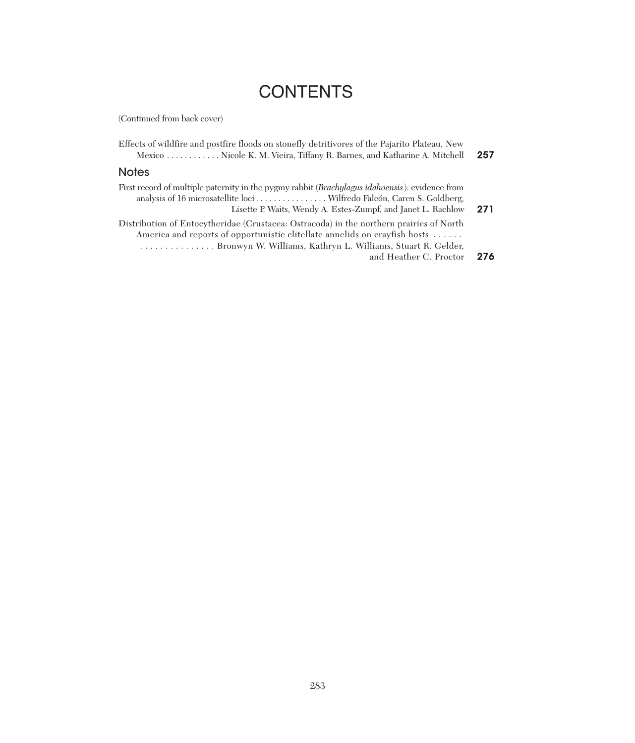# CONTENTS

(Continued from back cover)

Effects of wildfire and postfire floods on stonefly detritivores of the Pajarito Plateau, New Mexico . . . . . . . . . . . . Nicole K. M. Vieira, Tiffany R. Barnes, and Katharine A. Mitchell **257**

## Notes

First record of multiple paternity in the pygmy rabbit (*Brachylagus idahoensis*): evidence from analysis of 16 microsatellite loci . . . . . . . . . . . . . . . . Wilfredo Falcón, Caren S. Goldberg, Lisette P. Waits, Wendy A. Estes-Zumpf, and Janet L. Rachlow **271**

Distribution of Entocytheridae (Crustacea: Ostracoda) in the northern prairies of North America and reports of opportunistic clitellate annelids on crayfish hosts . . . . . . . . . . . . . . . . . . . . . Bronwyn W. Williams, Kathryn L. Williams, Stuart R. Gelder, and Heather C. Proctor **276**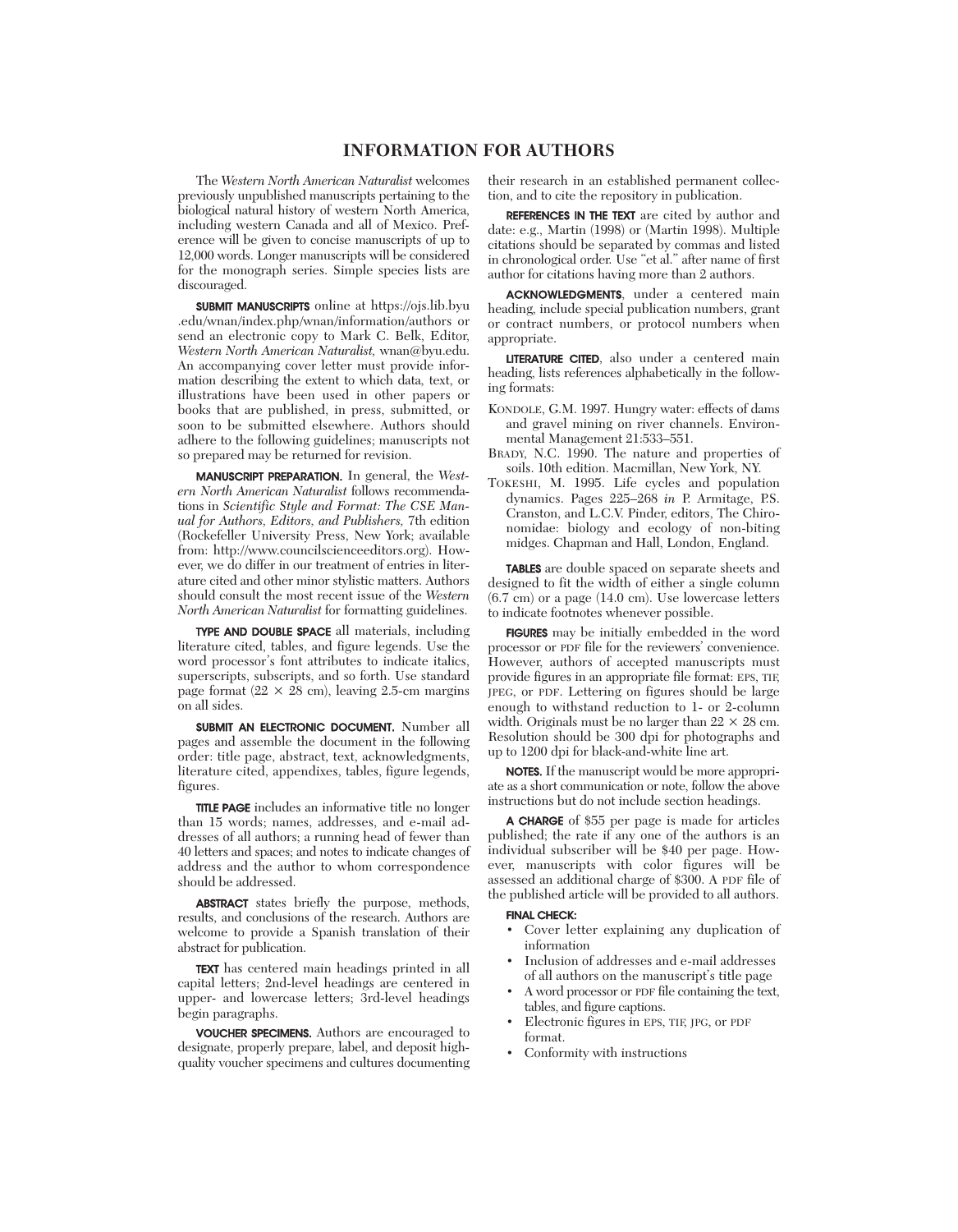# INFORMATION FOR AUTHORS

The *Western North American Naturalist* welcomes previously unpublished manuscripts pertaining to the biological natural history of western North America, including western Canada and all of Mexico. Preference will be given to concise manuscripts of up to 12,000 words. Longer manuscripts will be considered for the monograph series. Simple species lists are discouraged.

**SUBMIT MANUSCRIPTS** online at https://ojs.lib.byu.edu/wnan/index.php/wnan/information/authors or send an electronic copy to Mark C. Belk, Editor, *Western North American Naturalist*, wnan@byu.edu. An accompanying cover letter must provide information describing the extent to which data, text, or illustrations have been used in other papers or books that are published, in press, submitted, or soon to be submitted elsewhere. Authors should adhere to the following guidelines; manuscripts not so prepared may be returned for revision.

**MANUSCRIPT PREPARATION.** In general, the *Western North American Naturalist* follows recommendations in *Scientific Style and Format: The CSE Manual for Authors, Editors, and Publishers,* 7th edition (Rockefeller University Press, New York; available from: http://www.councilscienceeditors.org). However, we do differ in our treatment of entries in literature cited and other minor stylistic matters. Authors should consult the most recent issue of the *Western North American Naturalist* for formatting guidelines.

**TYPE AND DOUBLE SPACE** all materials, including literature cited, tables, and figure legends. Use the word processor's font attributes to indicate italics, superscripts, subscripts, and so forth. Use standard page format (22 × 28 cm), leaving 2.5-cm margins on all sides.

**SUBMIT AN ELECTRONIC DOCUMENT.** Number all pages and assemble the document in the following order: title page, abstract, text, acknowledgments, literature cited, appendixes, tables, figure legends, figures.

**TITLE PAGE** includes an informative title no longer than 15 words; names, addresses, and e-mail addresses of all authors; a running head of fewer than 40 letters and spaces; and notes to indicate changes of address and the author to whom correspondence should be addressed.

**ABSTRACT** states briefly the purpose, methods, results, and conclusions of the research. Authors are welcome to provide a Spanish translation of their abstract for publication.

**TEXT** has centered main headings printed in all capital letters; 2nd-level headings are centered in upper- and lowercase letters; 3rd-level headings begin paragraphs.

**VOUCHER SPECIMENS.** Authors are encouraged to designate, properly prepare, label, and deposit high-quality voucher specimens and cultures documenting their research in an established permanent collection, and to cite the repository in publication.

**REFERENCES IN THE TEXT** are cited by author and date: e.g., Martin (1998) or (Martin 1998). Multiple citations should be separated by commas and listed in chronological order. Use "et al." after name of first author for citations having more than 2 authors.

**ACKNOWLEDGMENTS**, under a centered main heading, include special publication numbers, grant or contract numbers, or protocol numbers when appropriate.

**LITERATURE CITED**, also under a centered main heading, lists references alphabetically in the following formats:

KONDOLE, G.M. 1997. Hungry water: effects of dams and gravel mining on river channels. Environmental Management 21:533–551.

BRADY, N.C. 1990. The nature and properties of soils. 10th edition. Macmillan, New York, NY.

TOKESHI, M. 1995. Life cycles and population dynamics. Pages 225–268 *in* P. Armitage, P.S. Cranston, and L.C.V. Pinder, editors, The Chironomidae: biology and ecology of non-biting midges. Chapman and Hall, London, England.

**TABLES** are double spaced on separate sheets and designed to fit the width of either a single column (6.7 cm) or a page (14.0 cm). Use lowercase letters to indicate footnotes whenever possible.

**FIGURES** may be initially embedded in the word processor or PDF file for the reviewers' convenience. However, authors of accepted manuscripts must provide figures in an appropriate file format: EPS, TIF, JPEG, or PDF. Lettering on figures should be large enough to withstand reduction to 1- or 2-column width. Originals must be no larger than 22 × 28 cm. Resolution should be 300 dpi for photographs and up to 1200 dpi for black-and-white line art.

**NOTES.** If the manuscript would be more appropriate as a short communication or note, follow the above instructions but do not include section headings.

**A CHARGE** of $55 per page is made for articles published; the rate if any one of the authors is an individual subscriber will be $40 per page. However, manuscripts with color figures will be assessed an additional charge of $300. A PDF file of the published article will be provided to all authors.

**FINAL CHECK:**

- Cover letter explaining any duplication of information
- Inclusion of addresses and e-mail addresses of all authors on the manuscript's title page
- A word processor or PDF file containing the text, tables, and figure captions.
- Electronic figures in EPS, TIF, JPG, or PDF format.
- Conformity with instructions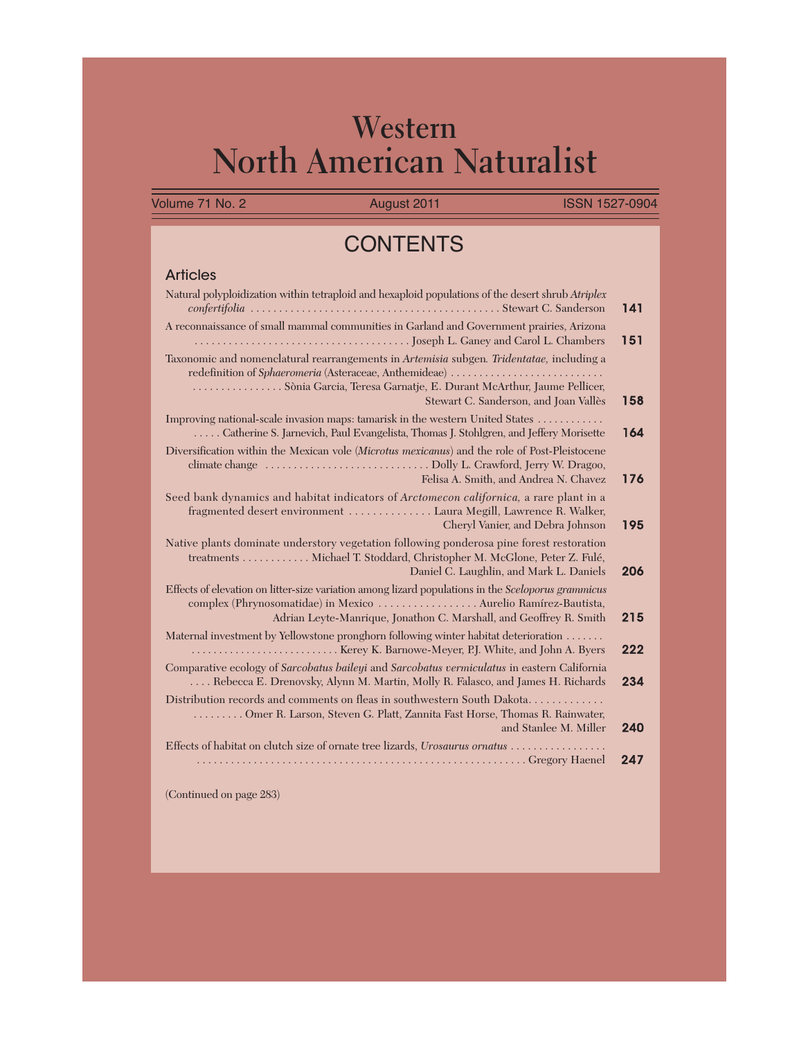# Western North American Naturalist

Volume 71 No. 2 — August 2011 — ISSN 1527-0904

## CONTENTS

### Articles

Natural polyploidization within tetraploid and hexaploid populations of the desert shrub *Atriplex confertifolia* . . . . . . . . . . . . . . . . . . . . . . . . . . . . . . . . . . . . . . . . . . . . Stewart C. Sanderson **141**

A reconnaissance of small mammal communities in Garland and Government prairies, Arizona . . . . . . . . . . . . . . . . . . . . . . . . . . . . . . . . . . . . . . Joseph L. Ganey and Carol L. Chambers **151**

Taxonomic and nomenclatural rearrangements in *Artemisia* subgen. *Tridentatae,* including a redefinition of *Sphaeromeria* (Asteraceae, Anthemideae) . . . . . . . . . . . . . . . . . . . . . . . . . . . . . . . . . . . . . . . . . . Sònia Garcia, Teresa Garnatje, E. Durant McArthur, Jaume Pellicer, Stewart C. Sanderson, and Joan Vallès **158**

Improving national-scale invasion maps: tamarisk in the western United States . . . . . . . . . . . . . . . . . Catherine S. Jarnevich, Paul Evangelista, Thomas J. Stohlgren, and Jeffery Morisette **164**

Diversification within the Mexican vole (*Microtus mexicanus*) and the role of Post-Pleistocene climate change . . . . . . . . . . . . . . . . . . . . . . . . . . . . Dolly L. Crawford, Jerry W. Dragoo, Felisa A. Smith, and Andrea N. Chavez **176**

Seed bank dynamics and habitat indicators of *Arctomecon californica,* a rare plant in a fragmented desert environment . . . . . . . . . . . . . . Laura Megill, Lawrence R. Walker, Cheryl Vanier, and Debra Johnson **195**

Native plants dominate understory vegetation following ponderosa pine forest restoration treatments . . . . . . . . . . . . Michael T. Stoddard, Christopher M. McGlone, Peter Z. Fulé, Daniel C. Laughlin, and Mark L. Daniels **206**

Effects of elevation on litter-size variation among lizard populations in the *Sceloporus grammicus* complex (Phrynosomatidae) in Mexico . . . . . . . . . . . . . . . . . Aurelio Ramírez-Bautista, Adrian Leyte-Manrique, Jonathon C. Marshall, and Geoffrey R. Smith **215**

Maternal investment by Yellowstone pronghorn following winter habitat deterioration . . . . . . . . . . . . . . . . . . . . . . . . . . . . . . . . . Kerey K. Barnowe-Meyer, P.J. White, and John A. Byers **222**

Comparative ecology of *Sarcobatus baileyi* and *Sarcobatus vermiculatus* in eastern California . . . . Rebecca E. Drenovsky, Alynn M. Martin, Molly R. Falasco, and James H. Richards **234**

Distribution records and comments on fleas in southwestern South Dakota. . . . . . . . . . . . . . . . . . . . . . Omer R. Larson, Steven G. Platt, Zannita Fast Horse, Thomas R. Rainwater, and Stanlee M. Miller **240**

Effects of habitat on clutch size of ornate tree lizards, *Urosaurus ornatus* . . . . . . . . . . . . . . . . . . . . . . . . . . . . . . . . . . . . . . . . . . . . . . . . . . . . . . . . . . . . . . . . . . . . . . . . . . Gregory Haenel **247**

(Continued on page 283)